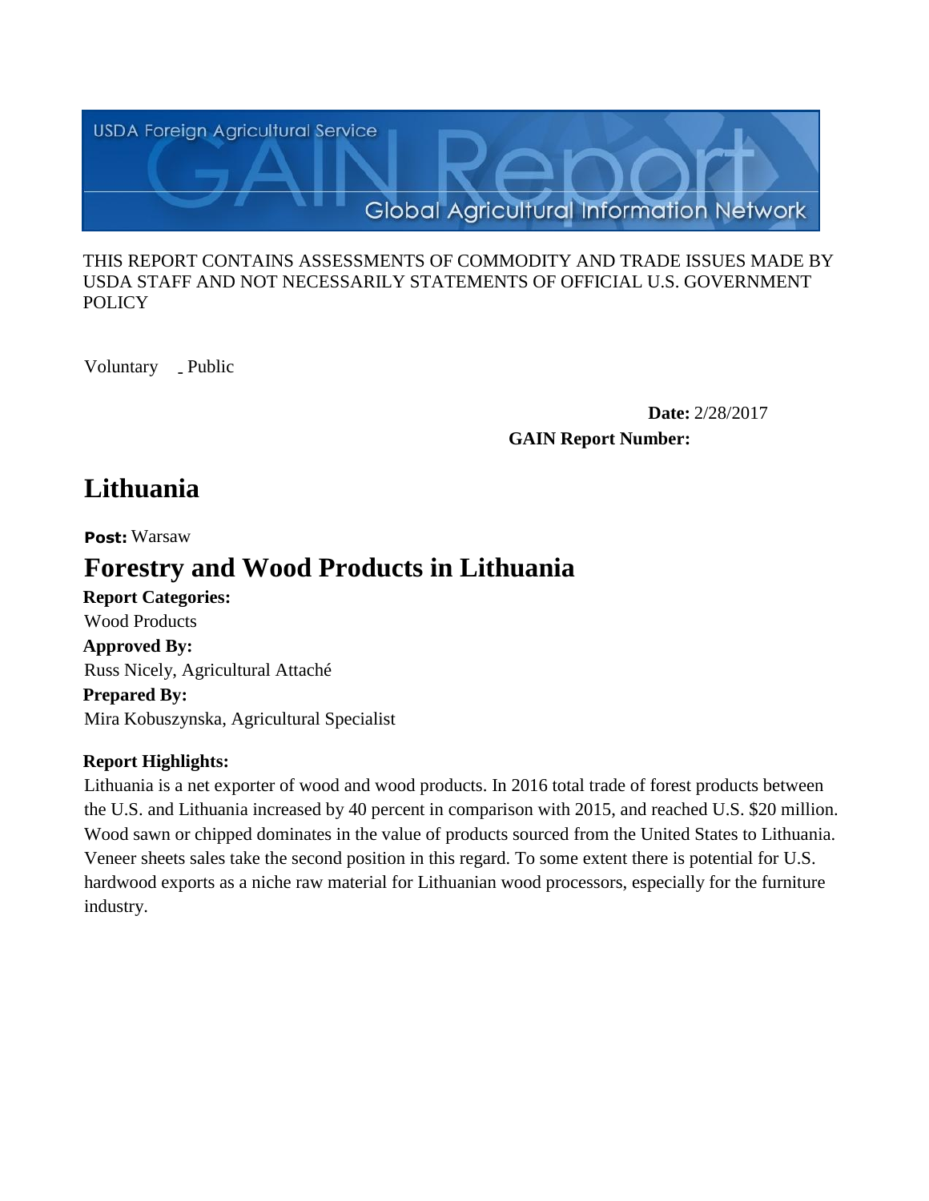THIS REPORT CONTAINS ASSESSMENTS OF COMMODITY AND TRADE ISSUES MADE BY USDA STAFF AND NOT NECESSARILY STATEMENTS OF OFFICIAL U.S. GOVERNMENT POLICY

Voluntary _ Public

**Date:** 2/28/2017

**GAIN Report Number:**

# Lithuania

**Post:** Warsaw

# Forestry and Wood Products in Lithuania

**Report Categories:**

Wood Products

**Approved By:**

Russ Nicely, Agricultural Attaché

**Prepared By:**

Mira Kobuszynska, Agricultural Specialist

**Report Highlights:**

Lithuania is a net exporter of wood and wood products. In 2016 total trade of forest products between the U.S. and Lithuania increased by 40 percent in comparison with 2015, and reached U.S. $20 million. Wood sawn or chipped dominates in the value of products sourced from the United States to Lithuania. Veneer sheets sales take the second position in this regard. To some extent there is potential for U.S. hardwood exports as a niche raw material for Lithuanian wood processors, especially for the furniture industry.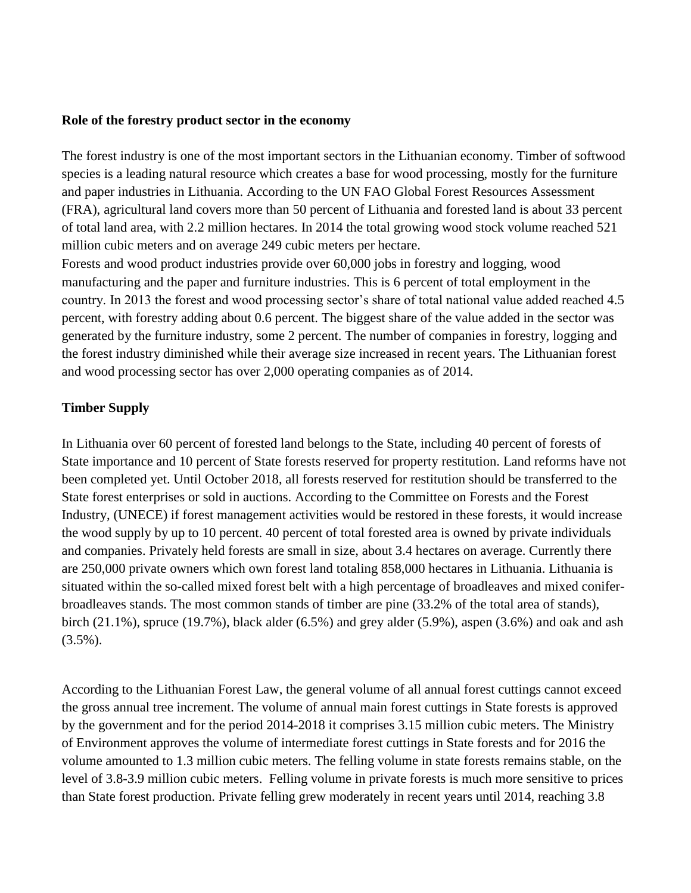**Role of the forestry product sector in the economy**

The forest industry is one of the most important sectors in the Lithuanian economy. Timber of softwood species is a leading natural resource which creates a base for wood processing, mostly for the furniture and paper industries in Lithuania. According to the UN FAO Global Forest Resources Assessment (FRA), agricultural land covers more than 50 percent of Lithuania and forested land is about 33 percent of total land area, with 2.2 million hectares. In 2014 the total growing wood stock volume reached 521 million cubic meters and on average 249 cubic meters per hectare.

Forests and wood product industries provide over 60,000 jobs in forestry and logging, wood manufacturing and the paper and furniture industries. This is 6 percent of total employment in the country. In 2013 the forest and wood processing sector's share of total national value added reached 4.5 percent, with forestry adding about 0.6 percent. The biggest share of the value added in the sector was generated by the furniture industry, some 2 percent. The number of companies in forestry, logging and the forest industry diminished while their average size increased in recent years. The Lithuanian forest and wood processing sector has over 2,000 operating companies as of 2014.

**Timber Supply**

In Lithuania over 60 percent of forested land belongs to the State, including 40 percent of forests of State importance and 10 percent of State forests reserved for property restitution. Land reforms have not been completed yet. Until October 2018, all forests reserved for restitution should be transferred to the State forest enterprises or sold in auctions. According to the Committee on Forests and the Forest Industry, (UNECE) if forest management activities would be restored in these forests, it would increase the wood supply by up to 10 percent. 40 percent of total forested area is owned by private individuals and companies. Privately held forests are small in size, about 3.4 hectares on average. Currently there are 250,000 private owners which own forest land totaling 858,000 hectares in Lithuania. Lithuania is situated within the so-called mixed forest belt with a high percentage of broadleaves and mixed conifer-broadleaves stands. The most common stands of timber are pine (33.2% of the total area of stands), birch (21.1%), spruce (19.7%), black alder (6.5%) and grey alder (5.9%), aspen (3.6%) and oak and ash (3.5%).

According to the Lithuanian Forest Law, the general volume of all annual forest cuttings cannot exceed the gross annual tree increment. The volume of annual main forest cuttings in State forests is approved by the government and for the period 2014-2018 it comprises 3.15 million cubic meters. The Ministry of Environment approves the volume of intermediate forest cuttings in State forests and for 2016 the volume amounted to 1.3 million cubic meters. The felling volume in state forests remains stable, on the level of 3.8-3.9 million cubic meters. Felling volume in private forests is much more sensitive to prices than State forest production. Private felling grew moderately in recent years until 2014, reaching 3.8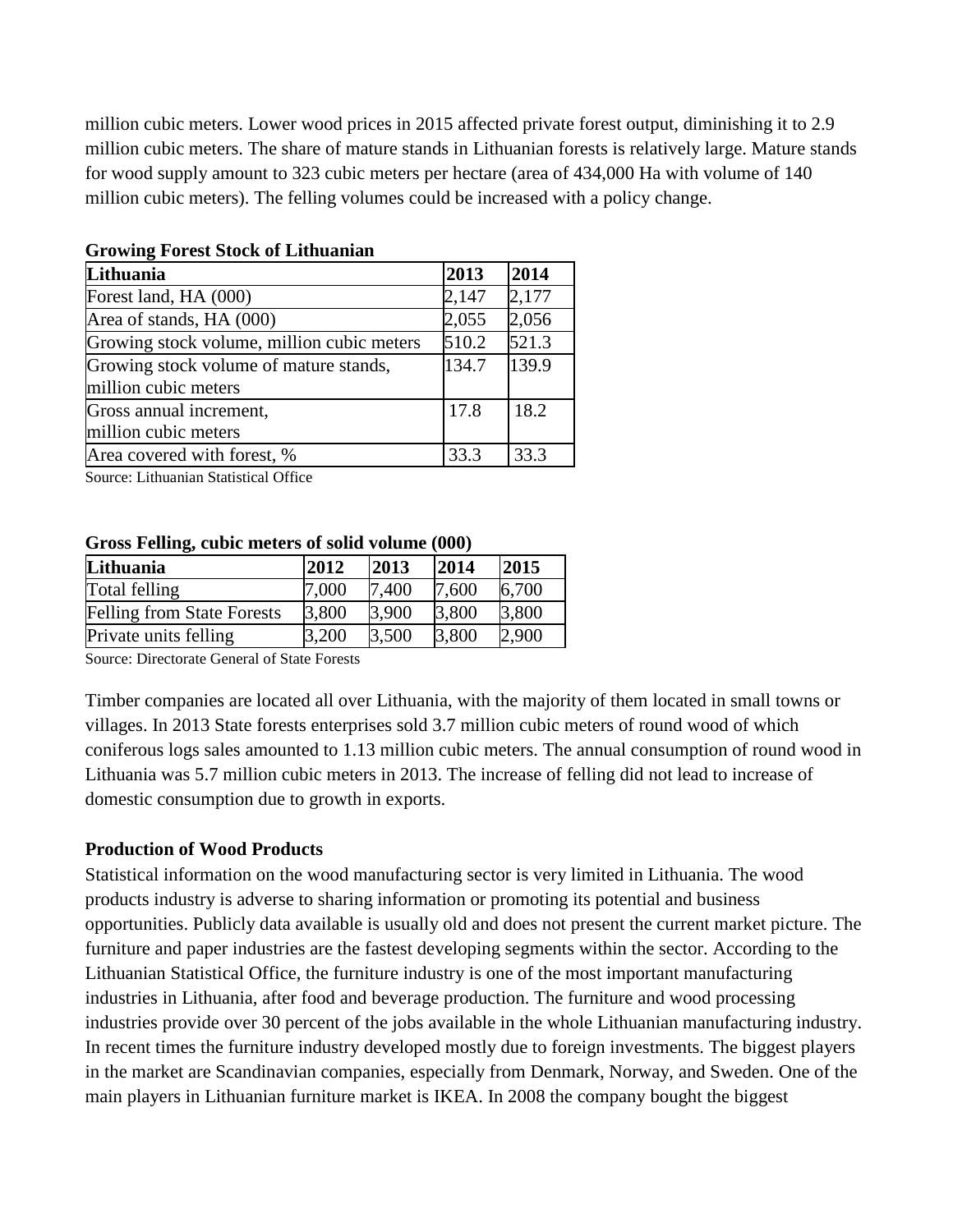million cubic meters. Lower wood prices in 2015 affected private forest output, diminishing it to 2.9 million cubic meters. The share of mature stands in Lithuanian forests is relatively large. Mature stands for wood supply amount to 323 cubic meters per hectare (area of 434,000 Ha with volume of 140 million cubic meters). The felling volumes could be increased with a policy change.

**Growing Forest Stock of Lithuanian**

| Lithuania | 2013 | 2014 |
|---|---|---|
| Forest land, HA (000) | 2,147 | 2,177 |
| Area of stands, HA (000) | 2,055 | 2,056 |
| Growing stock volume, million cubic meters | 510.2 | 521.3 |
| Growing stock volume of mature stands, million cubic meters | 134.7 | 139.9 |
| Gross annual increment, million cubic meters | 17.8 | 18.2 |
| Area covered with forest, % | 33.3 | 33.3 |

Source: Lithuanian Statistical Office

**Gross Felling, cubic meters of solid volume (000)**

| Lithuania | 2012 | 2013 | 2014 | 2015 |
|---|---|---|---|---|
| Total felling | 7,000 | 7,400 | 7,600 | 6,700 |
| Felling from State Forests | 3,800 | 3,900 | 3,800 | 3,800 |
| Private units felling | 3,200 | 3,500 | 3,800 | 2,900 |

Source: Directorate General of State Forests

Timber companies are located all over Lithuania, with the majority of them located in small towns or villages. In 2013 State forests enterprises sold 3.7 million cubic meters of round wood of which coniferous logs sales amounted to 1.13 million cubic meters. The annual consumption of round wood in Lithuania was 5.7 million cubic meters in 2013. The increase of felling did not lead to increase of domestic consumption due to growth in exports.

**Production of Wood Products**

Statistical information on the wood manufacturing sector is very limited in Lithuania. The wood products industry is adverse to sharing information or promoting its potential and business opportunities. Publicly data available is usually old and does not present the current market picture. The furniture and paper industries are the fastest developing segments within the sector. According to the Lithuanian Statistical Office, the furniture industry is one of the most important manufacturing industries in Lithuania, after food and beverage production. The furniture and wood processing industries provide over 30 percent of the jobs available in the whole Lithuanian manufacturing industry. In recent times the furniture industry developed mostly due to foreign investments. The biggest players in the market are Scandinavian companies, especially from Denmark, Norway, and Sweden. One of the main players in Lithuanian furniture market is IKEA. In 2008 the company bought the biggest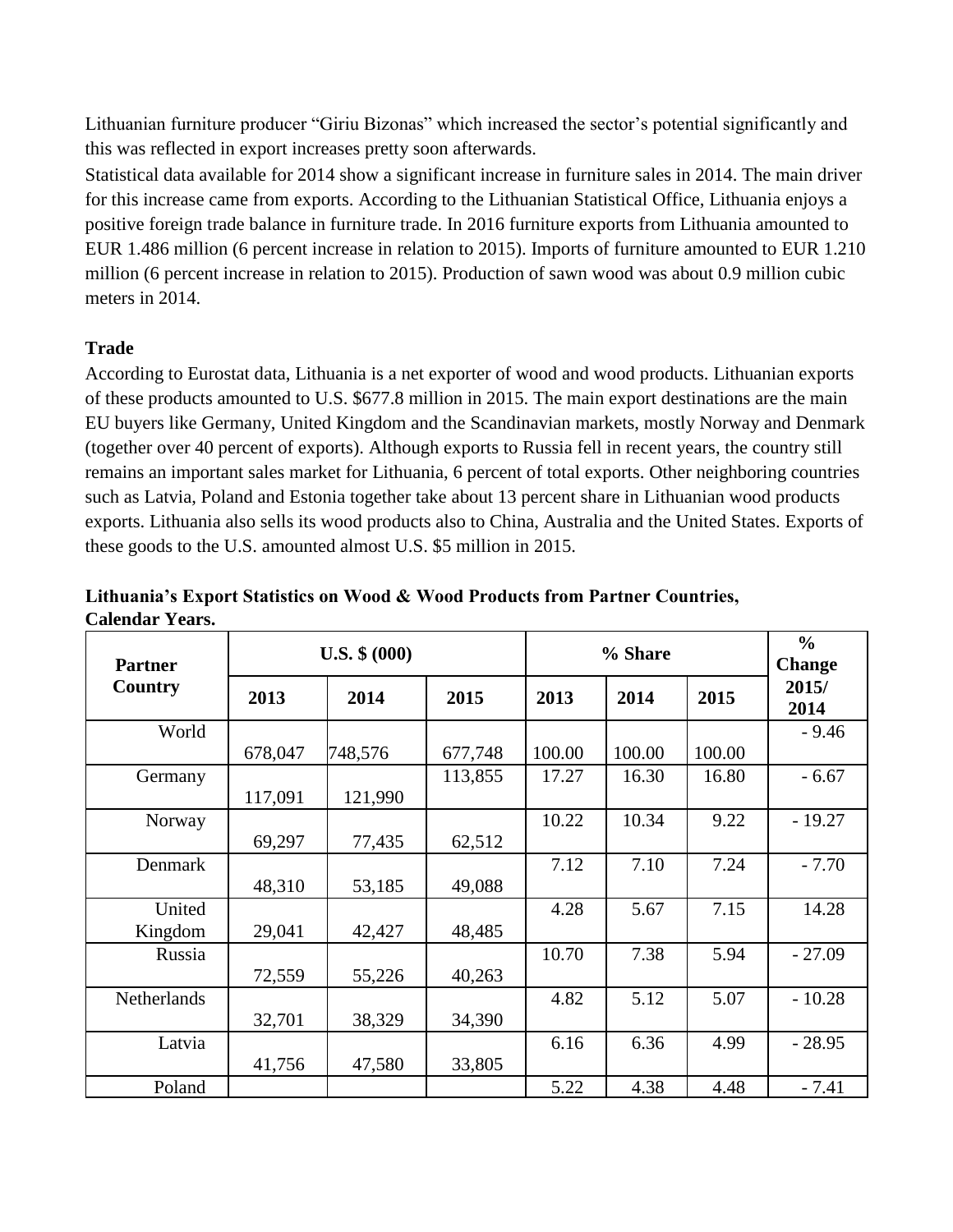Lithuanian furniture producer "Giriu Bizonas" which increased the sector's potential significantly and this was reflected in export increases pretty soon afterwards.

Statistical data available for 2014 show a significant increase in furniture sales in 2014. The main driver for this increase came from exports. According to the Lithuanian Statistical Office, Lithuania enjoys a positive foreign trade balance in furniture trade. In 2016 furniture exports from Lithuania amounted to EUR 1.486 million (6 percent increase in relation to 2015). Imports of furniture amounted to EUR 1.210 million (6 percent increase in relation to 2015). Production of sawn wood was about 0.9 million cubic meters in 2014.

**Trade**

According to Eurostat data, Lithuania is a net exporter of wood and wood products. Lithuanian exports of these products amounted to U.S. $677.8 million in 2015. The main export destinations are the main EU buyers like Germany, United Kingdom and the Scandinavian markets, mostly Norway and Denmark (together over 40 percent of exports). Although exports to Russia fell in recent years, the country still remains an important sales market for Lithuania, 6 percent of total exports. Other neighboring countries such as Latvia, Poland and Estonia together take about 13 percent share in Lithuanian wood products exports. Lithuania also sells its wood products also to China, Australia and the United States. Exports of these goods to the U.S. amounted almost U.S. $5 million in 2015.

**Lithuania's Export Statistics on Wood & Wood Products from Partner Countries, Calendar Years.**

| Partner Country | U.S. $ (000) | | | % Share | | | % Change |
|---|---|---|---|---|---|---|---|
| | 2013 | 2014 | 2015 | 2013 | 2014 | 2015 | 2015/ 2014 |
| World | 678,047 | 748,576 | 677,748 | 100.00 | 100.00 | 100.00 | - 9.46 |
| Germany | 117,091 | 121,990 | 113,855 | 17.27 | 16.30 | 16.80 | - 6.67 |
| Norway | 69,297 | 77,435 | 62,512 | 10.22 | 10.34 | 9.22 | - 19.27 |
| Denmark | 48,310 | 53,185 | 49,088 | 7.12 | 7.10 | 7.24 | - 7.70 |
| United Kingdom | 29,041 | 42,427 | 48,485 | 4.28 | 5.67 | 7.15 | 14.28 |
| Russia | 72,559 | 55,226 | 40,263 | 10.70 | 7.38 | 5.94 | - 27.09 |
| Netherlands | 32,701 | 38,329 | 34,390 | 4.82 | 5.12 | 5.07 | - 10.28 |
| Latvia | 41,756 | 47,580 | 33,805 | 6.16 | 6.36 | 4.99 | - 28.95 |
| Poland | | | | 5.22 | 4.38 | 4.48 | - 7.41 |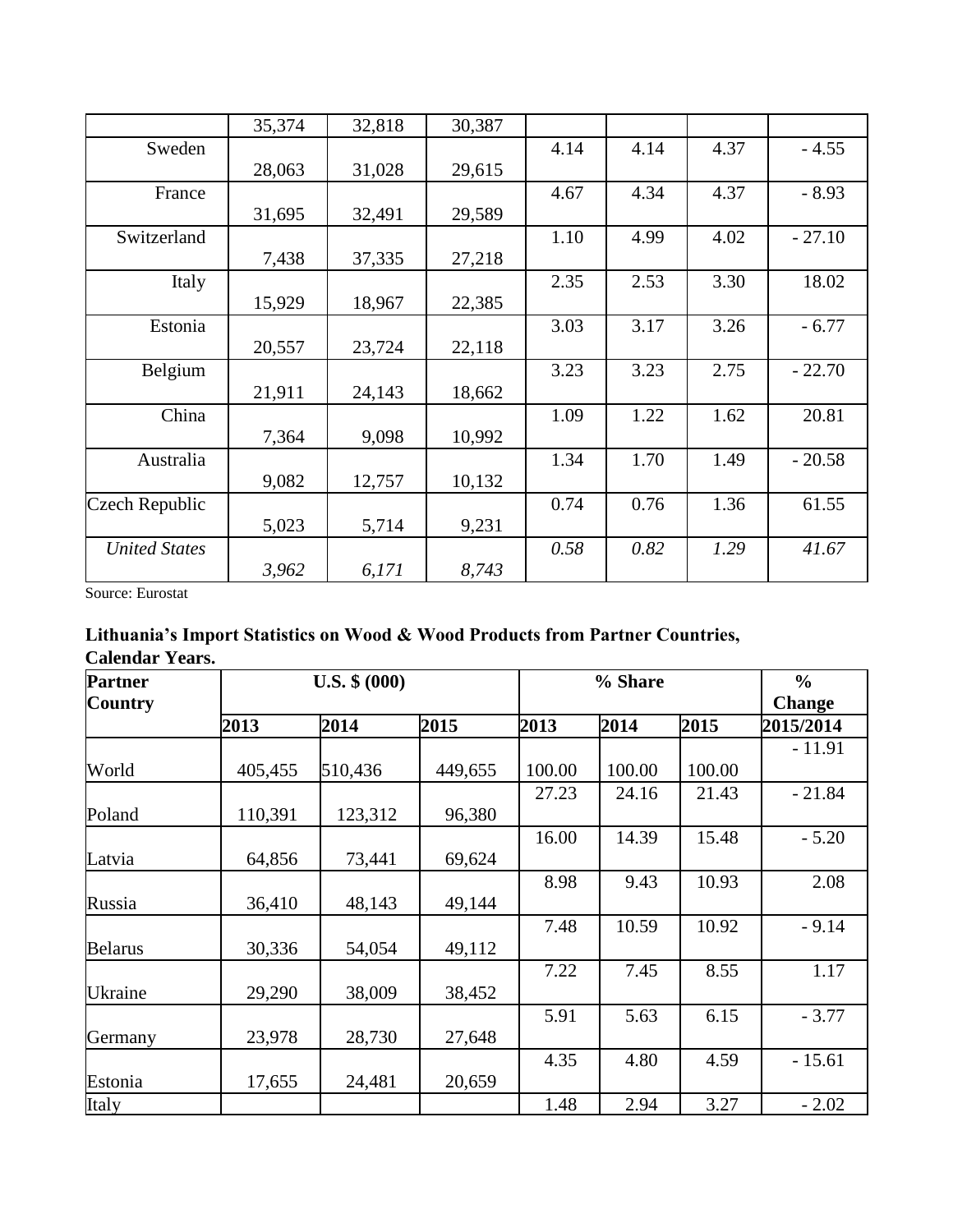| | | | | | | | |
|---|---|---|---|---|---|---|---|
| | 35,374 | 32,818 | 30,387 | | | | |
| Sweden | 28,063 | 31,028 | 29,615 | 4.14 | 4.14 | 4.37 | - 4.55 |
| France | 31,695 | 32,491 | 29,589 | 4.67 | 4.34 | 4.37 | - 8.93 |
| Switzerland | 7,438 | 37,335 | 27,218 | 1.10 | 4.99 | 4.02 | - 27.10 |
| Italy | 15,929 | 18,967 | 22,385 | 2.35 | 2.53 | 3.30 | 18.02 |
| Estonia | 20,557 | 23,724 | 22,118 | 3.03 | 3.17 | 3.26 | - 6.77 |
| Belgium | 21,911 | 24,143 | 18,662 | 3.23 | 3.23 | 2.75 | - 22.70 |
| China | 7,364 | 9,098 | 10,992 | 1.09 | 1.22 | 1.62 | 20.81 |
| Australia | 9,082 | 12,757 | 10,132 | 1.34 | 1.70 | 1.49 | - 20.58 |
| Czech Republic | 5,023 | 5,714 | 9,231 | 0.74 | 0.76 | 1.36 | 61.55 |
| *United States* | *3,962* | *6,171* | *8,743* | *0.58* | *0.82* | *1.29* | *41.67* |

Source: Eurostat

**Lithuania's Import Statistics on Wood & Wood Products from Partner Countries, Calendar Years.**

| Partner Country | U.S. $ (000) | | | % Share | | | % Change |
|---|---|---|---|---|---|---|---|
| | 2013 | 2014 | 2015 | 2013 | 2014 | 2015 | 2015/2014 |
| World | 405,455 | 510,436 | 449,655 | 100.00 | 100.00 | 100.00 | - 11.91 |
| Poland | 110,391 | 123,312 | 96,380 | 27.23 | 24.16 | 21.43 | - 21.84 |
| Latvia | 64,856 | 73,441 | 69,624 | 16.00 | 14.39 | 15.48 | - 5.20 |
| Russia | 36,410 | 48,143 | 49,144 | 8.98 | 9.43 | 10.93 | 2.08 |
| Belarus | 30,336 | 54,054 | 49,112 | 7.48 | 10.59 | 10.92 | - 9.14 |
| Ukraine | 29,290 | 38,009 | 38,452 | 7.22 | 7.45 | 8.55 | 1.17 |
| Germany | 23,978 | 28,730 | 27,648 | 5.91 | 5.63 | 6.15 | - 3.77 |
| Estonia | 17,655 | 24,481 | 20,659 | 4.35 | 4.80 | 4.59 | - 15.61 |
| Italy | | | | 1.48 | 2.94 | 3.27 | - 2.02 |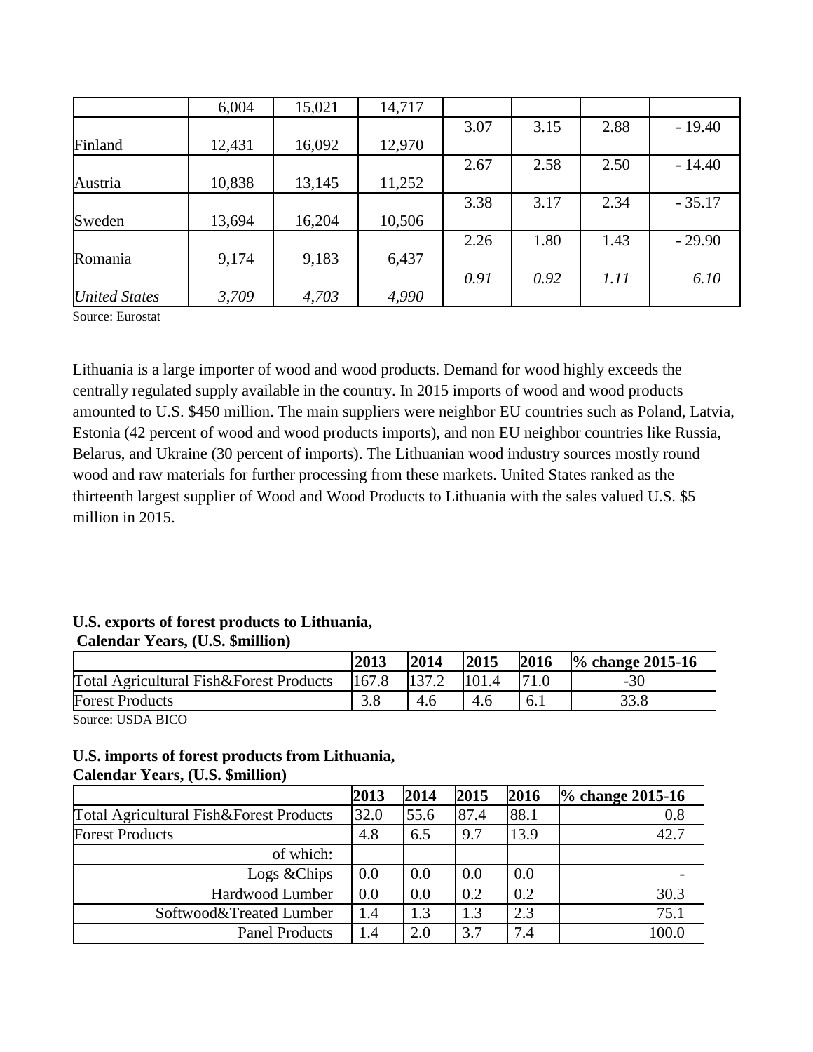|  | 6,004 | 15,021 | 14,717 |  |  |  |  |
|---|---|---|---|---|---|---|---|
| Finland | 12,431 | 16,092 | 12,970 | 3.07 | 3.15 | 2.88 | - 19.40 |
| Austria | 10,838 | 13,145 | 11,252 | 2.67 | 2.58 | 2.50 | - 14.40 |
| Sweden | 13,694 | 16,204 | 10,506 | 3.38 | 3.17 | 2.34 | - 35.17 |
| Romania | 9,174 | 9,183 | 6,437 | 2.26 | 1.80 | 1.43 | - 29.90 |
| *United States* | *3,709* | *4,703* | *4,990* | *0.91* | *0.92* | *1.11* | *6.10* |

Source: Eurostat

Lithuania is a large importer of wood and wood products. Demand for wood highly exceeds the centrally regulated supply available in the country. In 2015 imports of wood and wood products amounted to U.S. $450 million. The main suppliers were neighbor EU countries such as Poland, Latvia, Estonia (42 percent of wood and wood products imports), and non EU neighbor countries like Russia, Belarus, and Ukraine (30 percent of imports). The Lithuanian wood industry sources mostly round wood and raw materials for further processing from these markets. United States ranked as the thirteenth largest supplier of Wood and Wood Products to Lithuania with the sales valued U.S. $5 million in 2015.

**U.S. exports of forest products to Lithuania, Calendar Years, (U.S. $million)**

|  | 2013 | 2014 | 2015 | 2016 | % change 2015-16 |
|---|---|---|---|---|---|
| Total Agricultural Fish&Forest Products | 167.8 | 137.2 | 101.4 | 71.0 | -30 |
| Forest Products | 3.8 | 4.6 | 4.6 | 6.1 | 33.8 |

Source: USDA BICO

**U.S. imports of forest products from Lithuania, Calendar Years, (U.S. $million)**

|  | 2013 | 2014 | 2015 | 2016 | % change 2015-16 |
|---|---|---|---|---|---|
| Total Agricultural Fish&Forest Products | 32.0 | 55.6 | 87.4 | 88.1 | 0.8 |
| Forest Products | 4.8 | 6.5 | 9.7 | 13.9 | 42.7 |
| of which: |  |  |  |  |  |
| Logs &Chips | 0.0 | 0.0 | 0.0 | 0.0 | - |
| Hardwood Lumber | 0.0 | 0.0 | 0.2 | 0.2 | 30.3 |
| Softwood&Treated Lumber | 1.4 | 1.3 | 1.3 | 2.3 | 75.1 |
| Panel Products | 1.4 | 2.0 | 3.7 | 7.4 | 100.0 |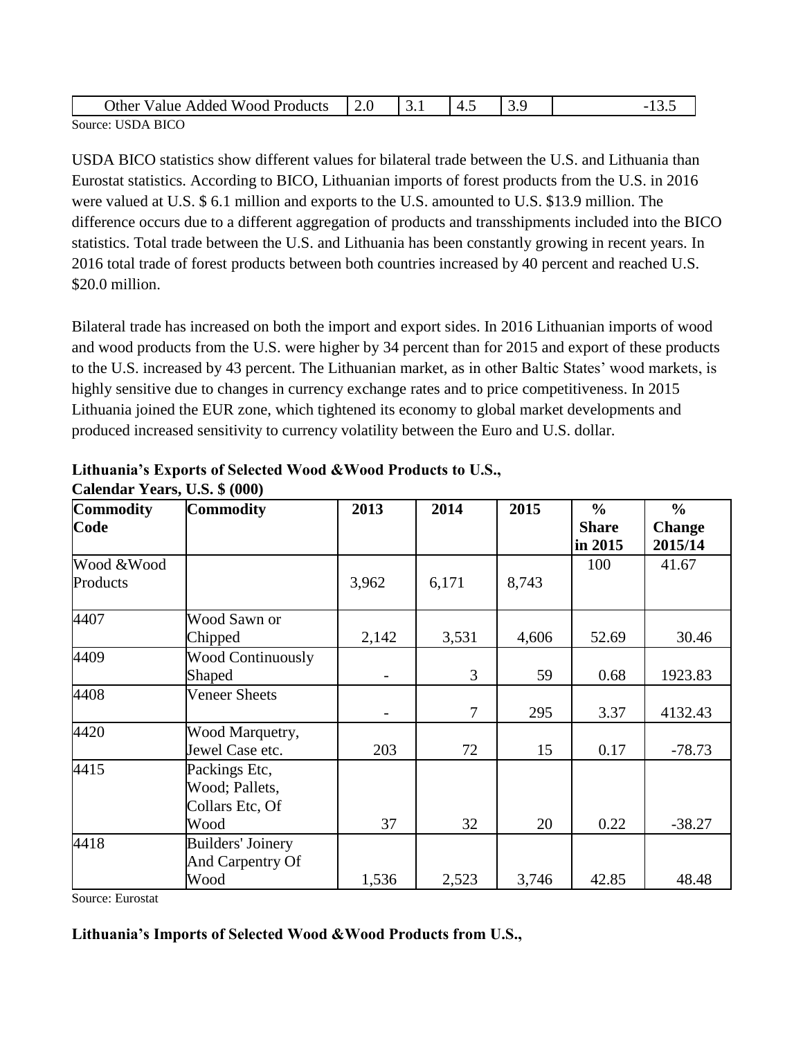| Other Value Added Wood Products | 2.0 | 3.1 | 4.5 | 3.9 | -13.5 |
|---|---|---|---|---|---|

Source: USDA BICO

USDA BICO statistics show different values for bilateral trade between the U.S. and Lithuania than Eurostat statistics. According to BICO, Lithuanian imports of forest products from the U.S. in 2016 were valued at U.S. $ 6.1 million and exports to the U.S. amounted to U.S. $13.9 million. The difference occurs due to a different aggregation of products and transshipments included into the BICO statistics. Total trade between the U.S. and Lithuania has been constantly growing in recent years. In 2016 total trade of forest products between both countries increased by 40 percent and reached U.S. $20.0 million.

Bilateral trade has increased on both the import and export sides. In 2016 Lithuanian imports of wood and wood products from the U.S. were higher by 34 percent than for 2015 and export of these products to the U.S. increased by 43 percent. The Lithuanian market, as in other Baltic States' wood markets, is highly sensitive due to changes in currency exchange rates and to price competitiveness. In 2015 Lithuania joined the EUR zone, which tightened its economy to global market developments and produced increased sensitivity to currency volatility between the Euro and U.S. dollar.

**Lithuania's Exports of Selected Wood &Wood Products to U.S., Calendar Years, U.S. $ (000)**

| Commodity Code | Commodity | 2013 | 2014 | 2015 | % Share in 2015 | % Change 2015/14 |
|---|---|---|---|---|---|---|
| Wood &Wood Products | | 3,962 | 6,171 | 8,743 | 100 | 41.67 |
| 4407 | Wood Sawn or Chipped | 2,142 | 3,531 | 4,606 | 52.69 | 30.46 |
| 4409 | Wood Continuously Shaped | - | 3 | 59 | 0.68 | 1923.83 |
| 4408 | Veneer Sheets | - | 7 | 295 | 3.37 | 4132.43 |
| 4420 | Wood Marquetry, Jewel Case etc. | 203 | 72 | 15 | 0.17 | -78.73 |
| 4415 | Packings Etc, Wood; Pallets, Collars Etc, Of Wood | 37 | 32 | 20 | 0.22 | -38.27 |
| 4418 | Builders' Joinery And Carpentry Of Wood | 1,536 | 2,523 | 3,746 | 42.85 | 48.48 |

Source: Eurostat

**Lithuania's Imports of Selected Wood &Wood Products from U.S.,**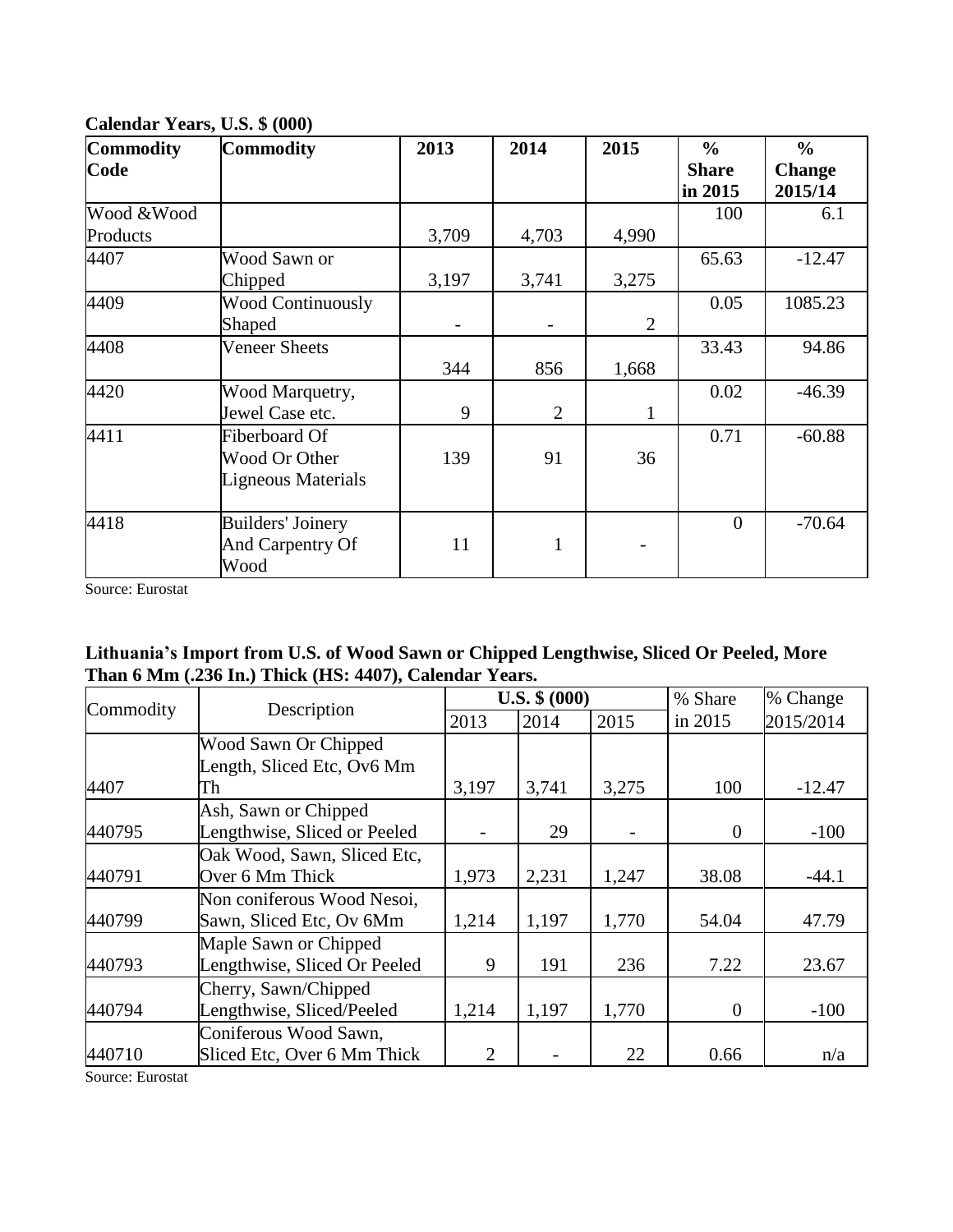**Calendar Years, U.S. $ (000)**

| Commodity Code | Commodity | 2013 | 2014 | 2015 | % Share in 2015 | % Change 2015/14 |
|---|---|---|---|---|---|---|
| Wood &Wood Products | | 3,709 | 4,703 | 4,990 | 100 | 6.1 |
| 4407 | Wood Sawn or Chipped | 3,197 | 3,741 | 3,275 | 65.63 | -12.47 |
| 4409 | Wood Continuously Shaped | - | - | 2 | 0.05 | 1085.23 |
| 4408 | Veneer Sheets | 344 | 856 | 1,668 | 33.43 | 94.86 |
| 4420 | Wood Marquetry, Jewel Case etc. | 9 | 2 | 1 | 0.02 | -46.39 |
| 4411 | Fiberboard Of Wood Or Other Ligneous Materials | 139 | 91 | 36 | 0.71 | -60.88 |
| 4418 | Builders' Joinery And Carpentry Of Wood | 11 | 1 | - | 0 | -70.64 |

Source: Eurostat

**Lithuania's Import from U.S. of Wood Sawn or Chipped Lengthwise, Sliced Or Peeled, More Than 6 Mm (.236 In.) Thick (HS: 4407), Calendar Years.**

| Commodity | Description | U.S. $ (000) | | | % Share in 2015 | % Change 2015/2014 |
|---|---|---|---|---|---|---|
| | | 2013 | 2014 | 2015 | | |
| 4407 | Wood Sawn Or Chipped Length, Sliced Etc, Ov6 Mm Th | 3,197 | 3,741 | 3,275 | 100 | -12.47 |
| 440795 | Ash, Sawn or Chipped Lengthwise, Sliced or Peeled | - | 29 | - | 0 | -100 |
| 440791 | Oak Wood, Sawn, Sliced Etc, Over 6 Mm Thick | 1,973 | 2,231 | 1,247 | 38.08 | -44.1 |
| 440799 | Non coniferous Wood Nesoi, Sawn, Sliced Etc, Ov 6Mm | 1,214 | 1,197 | 1,770 | 54.04 | 47.79 |
| 440793 | Maple Sawn or Chipped Lengthwise, Sliced Or Peeled | 9 | 191 | 236 | 7.22 | 23.67 |
| 440794 | Cherry, Sawn/Chipped Lengthwise, Sliced/Peeled | 1,214 | 1,197 | 1,770 | 0 | -100 |
| 440710 | Coniferous Wood Sawn, Sliced Etc, Over 6 Mm Thick | 2 | - | 22 | 0.66 | n/a |

Source: Eurostat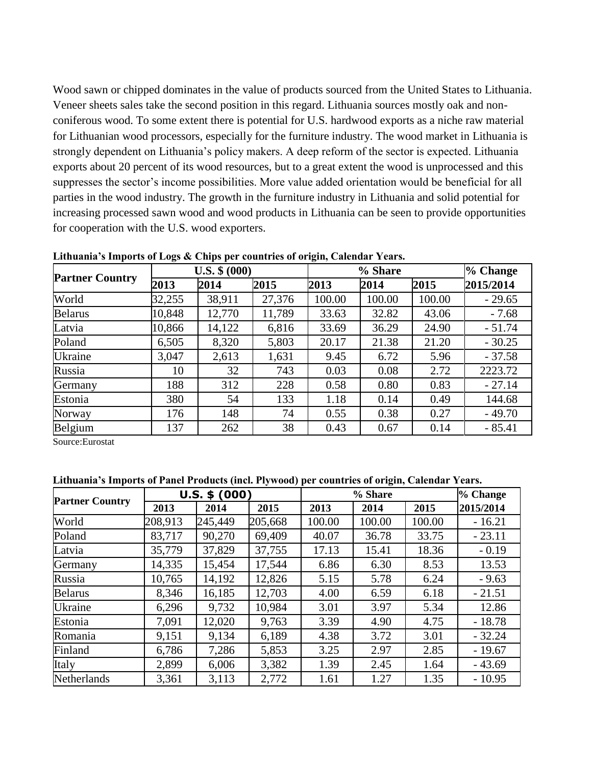Wood sawn or chipped dominates in the value of products sourced from the United States to Lithuania. Veneer sheets sales take the second position in this regard. Lithuania sources mostly oak and non-coniferous wood. To some extent there is potential for U.S. hardwood exports as a niche raw material for Lithuanian wood processors, especially for the furniture industry. The wood market in Lithuania is strongly dependent on Lithuania's policy makers. A deep reform of the sector is expected. Lithuania exports about 20 percent of its wood resources, but to a great extent the wood is unprocessed and this suppresses the sector's income possibilities. More value added orientation would be beneficial for all parties in the wood industry. The growth in the furniture industry in Lithuania and solid potential for increasing processed sawn wood and wood products in Lithuania can be seen to provide opportunities for cooperation with the U.S. wood exporters.

**Lithuania's Imports of Logs & Chips per countries of origin, Calendar Years.**

| Partner Country | U.S. $ (000) | | | % Share | | | % Change |
|---|---|---|---|---|---|---|---|
| | 2013 | 2014 | 2015 | 2013 | 2014 | 2015 | 2015/2014 |
| World | 32,255 | 38,911 | 27,376 | 100.00 | 100.00 | 100.00 | - 29.65 |
| Belarus | 10,848 | 12,770 | 11,789 | 33.63 | 32.82 | 43.06 | - 7.68 |
| Latvia | 10,866 | 14,122 | 6,816 | 33.69 | 36.29 | 24.90 | - 51.74 |
| Poland | 6,505 | 8,320 | 5,803 | 20.17 | 21.38 | 21.20 | - 30.25 |
| Ukraine | 3,047 | 2,613 | 1,631 | 9.45 | 6.72 | 5.96 | - 37.58 |
| Russia | 10 | 32 | 743 | 0.03 | 0.08 | 2.72 | 2223.72 |
| Germany | 188 | 312 | 228 | 0.58 | 0.80 | 0.83 | - 27.14 |
| Estonia | 380 | 54 | 133 | 1.18 | 0.14 | 0.49 | 144.68 |
| Norway | 176 | 148 | 74 | 0.55 | 0.38 | 0.27 | - 49.70 |
| Belgium | 137 | 262 | 38 | 0.43 | 0.67 | 0.14 | - 85.41 |

Source:Eurostat

**Lithuania's Imports of Panel Products (incl. Plywood) per countries of origin, Calendar Years.**

| Partner Country | U.S. $ (000) | | | % Share | | | % Change |
|---|---|---|---|---|---|---|---|
| | 2013 | 2014 | 2015 | 2013 | 2014 | 2015 | 2015/2014 |
| World | 208,913 | 245,449 | 205,668 | 100.00 | 100.00 | 100.00 | - 16.21 |
| Poland | 83,717 | 90,270 | 69,409 | 40.07 | 36.78 | 33.75 | - 23.11 |
| Latvia | 35,779 | 37,829 | 37,755 | 17.13 | 15.41 | 18.36 | - 0.19 |
| Germany | 14,335 | 15,454 | 17,544 | 6.86 | 6.30 | 8.53 | 13.53 |
| Russia | 10,765 | 14,192 | 12,826 | 5.15 | 5.78 | 6.24 | - 9.63 |
| Belarus | 8,346 | 16,185 | 12,703 | 4.00 | 6.59 | 6.18 | - 21.51 |
| Ukraine | 6,296 | 9,732 | 10,984 | 3.01 | 3.97 | 5.34 | 12.86 |
| Estonia | 7,091 | 12,020 | 9,763 | 3.39 | 4.90 | 4.75 | - 18.78 |
| Romania | 9,151 | 9,134 | 6,189 | 4.38 | 3.72 | 3.01 | - 32.24 |
| Finland | 6,786 | 7,286 | 5,853 | 3.25 | 2.97 | 2.85 | - 19.67 |
| Italy | 2,899 | 6,006 | 3,382 | 1.39 | 2.45 | 1.64 | - 43.69 |
| Netherlands | 3,361 | 3,113 | 2,772 | 1.61 | 1.27 | 1.35 | - 10.95 |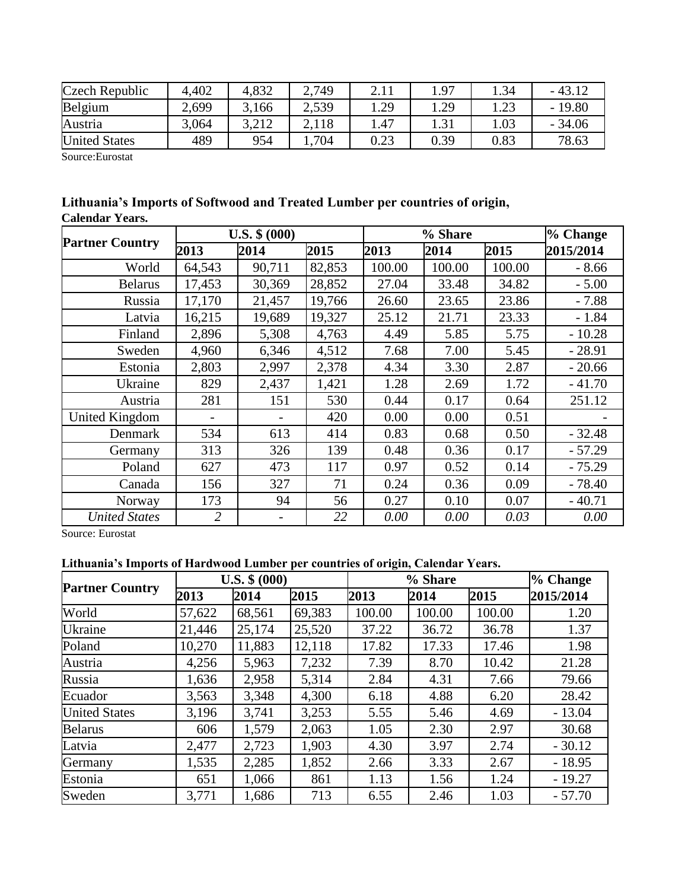| Czech Republic | 4,402 | 4,832 | 2,749 | 2.11 | 1.97 | 1.34 | - 43.12 |
|---|---|---|---|---|---|---|---|
| Belgium | 2,699 | 3,166 | 2,539 | 1.29 | 1.29 | 1.23 | - 19.80 |
| Austria | 3,064 | 3,212 | 2,118 | 1.47 | 1.31 | 1.03 | - 34.06 |
| United States | 489 | 954 | 1,704 | 0.23 | 0.39 | 0.83 | 78.63 |

Source:Eurostat

**Lithuania's Imports of Softwood and Treated Lumber per countries of origin, Calendar Years.**

| Partner Country | U.S. $ (000) | | | % Share | | | % Change |
|---|---|---|---|---|---|---|---|
| | 2013 | 2014 | 2015 | 2013 | 2014 | 2015 | 2015/2014 |
| World | 64,543 | 90,711 | 82,853 | 100.00 | 100.00 | 100.00 | - 8.66 |
| Belarus | 17,453 | 30,369 | 28,852 | 27.04 | 33.48 | 34.82 | - 5.00 |
| Russia | 17,170 | 21,457 | 19,766 | 26.60 | 23.65 | 23.86 | - 7.88 |
| Latvia | 16,215 | 19,689 | 19,327 | 25.12 | 21.71 | 23.33 | - 1.84 |
| Finland | 2,896 | 5,308 | 4,763 | 4.49 | 5.85 | 5.75 | - 10.28 |
| Sweden | 4,960 | 6,346 | 4,512 | 7.68 | 7.00 | 5.45 | - 28.91 |
| Estonia | 2,803 | 2,997 | 2,378 | 4.34 | 3.30 | 2.87 | - 20.66 |
| Ukraine | 829 | 2,437 | 1,421 | 1.28 | 2.69 | 1.72 | - 41.70 |
| Austria | 281 | 151 | 530 | 0.44 | 0.17 | 0.64 | 251.12 |
| United Kingdom | - | - | 420 | 0.00 | 0.00 | 0.51 | - |
| Denmark | 534 | 613 | 414 | 0.83 | 0.68 | 0.50 | - 32.48 |
| Germany | 313 | 326 | 139 | 0.48 | 0.36 | 0.17 | - 57.29 |
| Poland | 627 | 473 | 117 | 0.97 | 0.52 | 0.14 | - 75.29 |
| Canada | 156 | 327 | 71 | 0.24 | 0.36 | 0.09 | - 78.40 |
| Norway | 173 | 94 | 56 | 0.27 | 0.10 | 0.07 | - 40.71 |
| *United States* | *2* | - | *22* | *0.00* | *0.00* | *0.03* | *0.00* |

Source: Eurostat

**Lithuania's Imports of Hardwood Lumber per countries of origin, Calendar Years.**

| Partner Country | U.S. $ (000) | | | % Share | | | % Change |
|---|---|---|---|---|---|---|---|
| | 2013 | 2014 | 2015 | 2013 | 2014 | 2015 | 2015/2014 |
| World | 57,622 | 68,561 | 69,383 | 100.00 | 100.00 | 100.00 | 1.20 |
| Ukraine | 21,446 | 25,174 | 25,520 | 37.22 | 36.72 | 36.78 | 1.37 |
| Poland | 10,270 | 11,883 | 12,118 | 17.82 | 17.33 | 17.46 | 1.98 |
| Austria | 4,256 | 5,963 | 7,232 | 7.39 | 8.70 | 10.42 | 21.28 |
| Russia | 1,636 | 2,958 | 5,314 | 2.84 | 4.31 | 7.66 | 79.66 |
| Ecuador | 3,563 | 3,348 | 4,300 | 6.18 | 4.88 | 6.20 | 28.42 |
| United States | 3,196 | 3,741 | 3,253 | 5.55 | 5.46 | 4.69 | - 13.04 |
| Belarus | 606 | 1,579 | 2,063 | 1.05 | 2.30 | 2.97 | 30.68 |
| Latvia | 2,477 | 2,723 | 1,903 | 4.30 | 3.97 | 2.74 | - 30.12 |
| Germany | 1,535 | 2,285 | 1,852 | 2.66 | 3.33 | 2.67 | - 18.95 |
| Estonia | 651 | 1,066 | 861 | 1.13 | 1.56 | 1.24 | - 19.27 |
| Sweden | 3,771 | 1,686 | 713 | 6.55 | 2.46 | 1.03 | - 57.70 |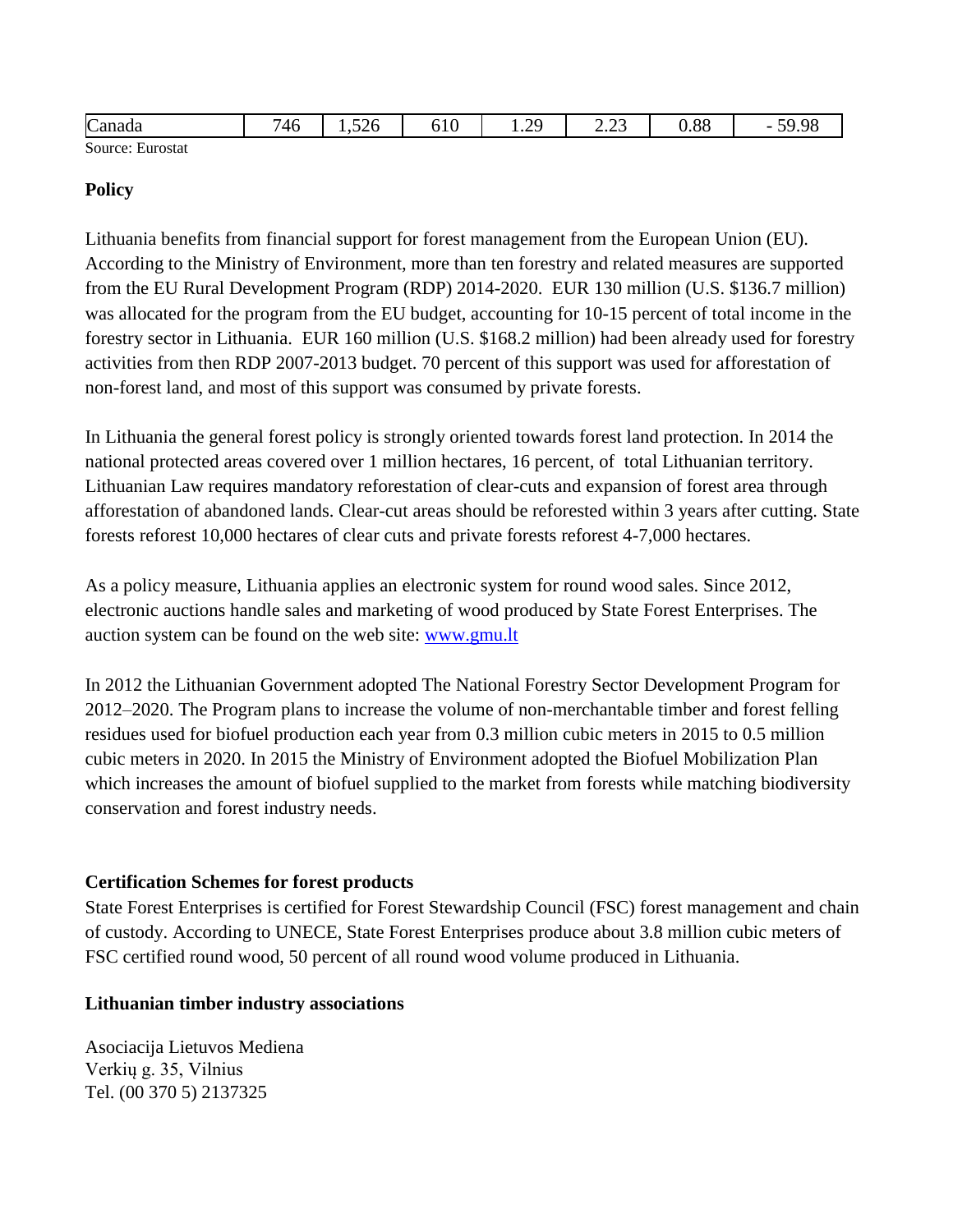| Canada | 746 | 1,526 | 610 | 1.29 | 2.23 | 0.88 | - 59.98 |
|---|---|---|---|---|---|---|---|

Source: Eurostat

**Policy**

Lithuania benefits from financial support for forest management from the European Union (EU). According to the Ministry of Environment, more than ten forestry and related measures are supported from the EU Rural Development Program (RDP) 2014-2020. EUR 130 million (U.S. $136.7 million) was allocated for the program from the EU budget, accounting for 10-15 percent of total income in the forestry sector in Lithuania. EUR 160 million (U.S. $168.2 million) had been already used for forestry activities from then RDP 2007-2013 budget. 70 percent of this support was used for afforestation of non-forest land, and most of this support was consumed by private forests.

In Lithuania the general forest policy is strongly oriented towards forest land protection. In 2014 the national protected areas covered over 1 million hectares, 16 percent, of total Lithuanian territory. Lithuanian Law requires mandatory reforestation of clear-cuts and expansion of forest area through afforestation of abandoned lands. Clear-cut areas should be reforested within 3 years after cutting. State forests reforest 10,000 hectares of clear cuts and private forests reforest 4-7,000 hectares.

As a policy measure, Lithuania applies an electronic system for round wood sales. Since 2012, electronic auctions handle sales and marketing of wood produced by State Forest Enterprises. The auction system can be found on the web site: www.gmu.lt

In 2012 the Lithuanian Government adopted The National Forestry Sector Development Program for 2012–2020. The Program plans to increase the volume of non-merchantable timber and forest felling residues used for biofuel production each year from 0.3 million cubic meters in 2015 to 0.5 million cubic meters in 2020. In 2015 the Ministry of Environment adopted the Biofuel Mobilization Plan which increases the amount of biofuel supplied to the market from forests while matching biodiversity conservation and forest industry needs.

**Certification Schemes for forest products**

State Forest Enterprises is certified for Forest Stewardship Council (FSC) forest management and chain of custody. According to UNECE, State Forest Enterprises produce about 3.8 million cubic meters of FSC certified round wood, 50 percent of all round wood volume produced in Lithuania.

**Lithuanian timber industry associations**

Asociacija Lietuvos Mediena
Verkių g. 35, Vilnius
Tel. (00 370 5) 2137325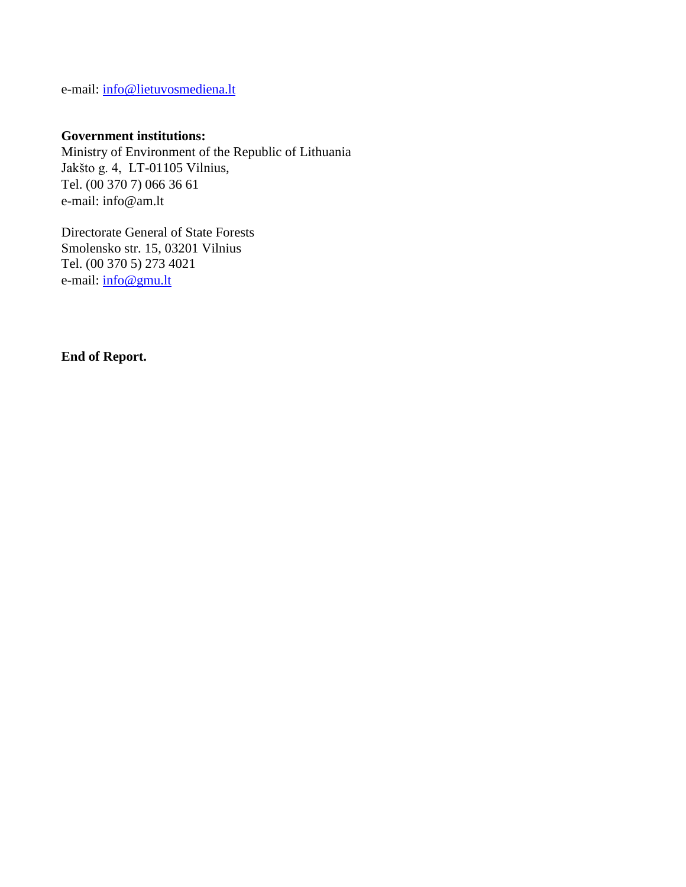e-mail: info@lietuvosmediena.lt

**Government institutions:**
Ministry of Environment of the Republic of Lithuania
Jakšto g. 4,  LT-01105 Vilnius,
Tel. (00 370 7) 066 36 61
e-mail: info@am.lt

Directorate General of State Forests
Smolensko str. 15, 03201 Vilnius
Tel. (00 370 5) 273 4021
e-mail: info@gmu.lt

**End of Report.**